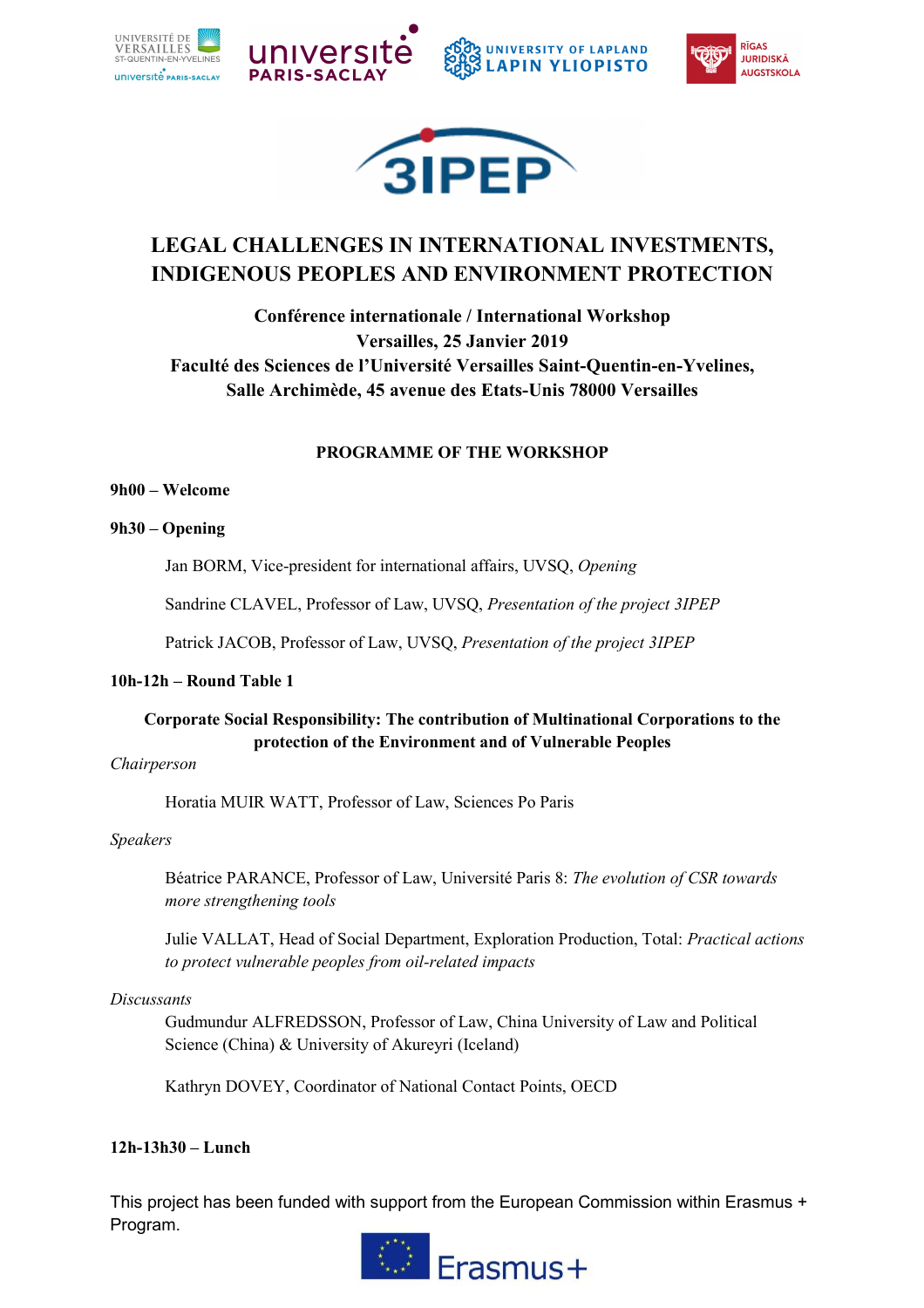# LEGAL CHALLENGES IN INTERNATIONAL INVESTMENTS, INDIGENOUS PEOPLES AND ENVIRONMENT PROTECTION

**Conférence internationale / International Workshop**
**Versailles, 25 Janvier 2019**
**Faculté des Sciences de l'Université Versailles Saint-Quentin-en-Yvelines,**
**Salle Archimède, 45 avenue des Etats-Unis 78000 Versailles**

## PROGRAMME OF THE WORKSHOP

**9h00 – Welcome**

**9h30 – Opening**

Jan BORM, Vice-president for international affairs, UVSQ, *Opening*

Sandrine CLAVEL, Professor of Law, UVSQ, *Presentation of the project 3IPEP*

Patrick JACOB, Professor of Law, UVSQ, *Presentation of the project 3IPEP*

**10h-12h – Round Table 1**

**Corporate Social Responsibility: The contribution of Multinational Corporations to the protection of the Environment and of Vulnerable Peoples**

*Chairperson*

Horatia MUIR WATT, Professor of Law, Sciences Po Paris

*Speakers*

Béatrice PARANCE, Professor of Law, Université Paris 8: *The evolution of CSR towards more strengthening tools*

Julie VALLAT, Head of Social Department, Exploration Production, Total: *Practical actions to protect vulnerable peoples from oil-related impacts*

*Discussants*

Gudmundur ALFREDSSON, Professor of Law, China University of Law and Political Science (China) & University of Akureyri (Iceland)

Kathryn DOVEY, Coordinator of National Contact Points, OECD

**12h-13h30 – Lunch**

This project has been funded with support from the European Commission within Erasmus + Program.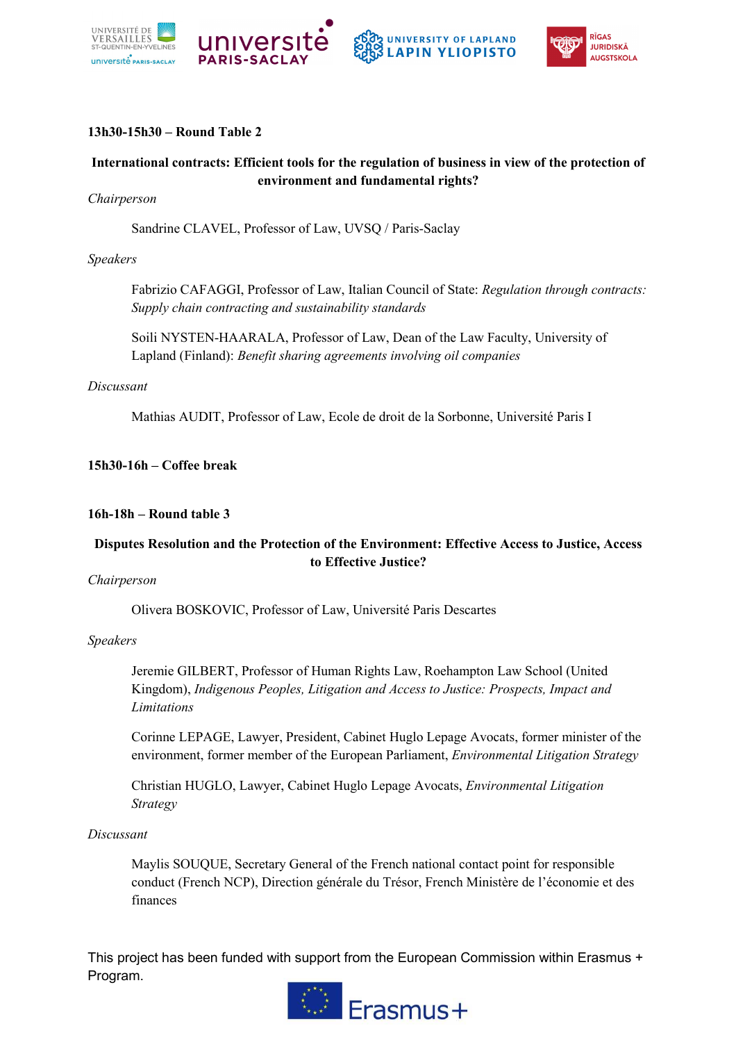**13h30-15h30 – Round Table 2**

**International contracts: Efficient tools for the regulation of business in view of the protection of environment and fundamental rights?**

*Chairperson*

Sandrine CLAVEL, Professor of Law, UVSQ / Paris-Saclay

*Speakers*

Fabrizio CAFAGGI, Professor of Law, Italian Council of State: *Regulation through contracts: Supply chain contracting and sustainability standards*

Soili NYSTEN-HAARALA, Professor of Law, Dean of the Law Faculty, University of Lapland (Finland): *Benefit sharing agreements involving oil companies*

*Discussant*

Mathias AUDIT, Professor of Law, Ecole de droit de la Sorbonne, Université Paris I

**15h30-16h – Coffee break**

**16h-18h – Round table 3**

**Disputes Resolution and the Protection of the Environment: Effective Access to Justice, Access to Effective Justice?**

*Chairperson*

Olivera BOSKOVIC, Professor of Law, Université Paris Descartes

*Speakers*

Jeremie GILBERT, Professor of Human Rights Law, Roehampton Law School (United Kingdom), *Indigenous Peoples, Litigation and Access to Justice: Prospects, Impact and Limitations*

Corinne LEPAGE, Lawyer, President, Cabinet Huglo Lepage Avocats, former minister of the environment, former member of the European Parliament, *Environmental Litigation Strategy*

Christian HUGLO, Lawyer, Cabinet Huglo Lepage Avocats, *Environmental Litigation Strategy*

*Discussant*

Maylis SOUQUE, Secretary General of the French national contact point for responsible conduct (French NCP), Direction générale du Trésor, French Ministère de l'économie et des finances

This project has been funded with support from the European Commission within Erasmus + Program.